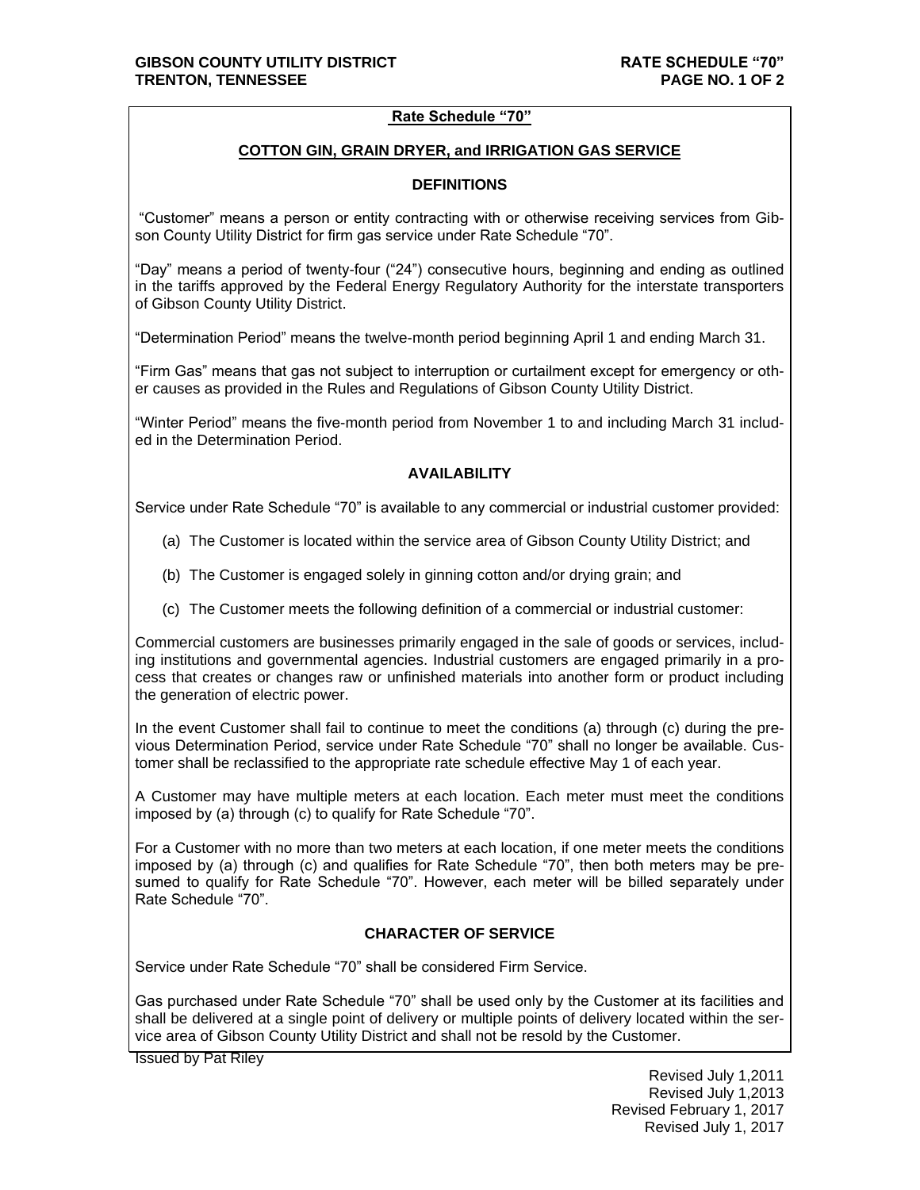# Rate Schedule "70"

## COTTON GIN, GRAIN DRYER, and IRRIGATION GAS SERVICE

### DEFINITIONS

"Customer" means a person or entity contracting with or otherwise receiving services from Gibson County Utility District for firm gas service under Rate Schedule "70".

"Day" means a period of twenty-four ("24") consecutive hours, beginning and ending as outlined in the tariffs approved by the Federal Energy Regulatory Authority for the interstate transporters of Gibson County Utility District.

"Determination Period" means the twelve-month period beginning April 1 and ending March 31.

"Firm Gas" means that gas not subject to interruption or curtailment except for emergency or other causes as provided in the Rules and Regulations of Gibson County Utility District.

"Winter Period" means the five-month period from November 1 to and including March 31 included in the Determination Period.

### AVAILABILITY

Service under Rate Schedule "70" is available to any commercial or industrial customer provided:

(a) The Customer is located within the service area of Gibson County Utility District; and

(b) The Customer is engaged solely in ginning cotton and/or drying grain; and

(c) The Customer meets the following definition of a commercial or industrial customer:

Commercial customers are businesses primarily engaged in the sale of goods or services, including institutions and governmental agencies. Industrial customers are engaged primarily in a process that creates or changes raw or unfinished materials into another form or product including the generation of electric power.

In the event Customer shall fail to continue to meet the conditions (a) through (c) during the previous Determination Period, service under Rate Schedule "70" shall no longer be available. Customer shall be reclassified to the appropriate rate schedule effective May 1 of each year.

A Customer may have multiple meters at each location. Each meter must meet the conditions imposed by (a) through (c) to qualify for Rate Schedule "70".

For a Customer with no more than two meters at each location, if one meter meets the conditions imposed by (a) through (c) and qualifies for Rate Schedule "70", then both meters may be presumed to qualify for Rate Schedule "70". However, each meter will be billed separately under Rate Schedule "70".

### CHARACTER OF SERVICE

Service under Rate Schedule "70" shall be considered Firm Service.

Gas purchased under Rate Schedule "70" shall be used only by the Customer at its facilities and shall be delivered at a single point of delivery or multiple points of delivery located within the service area of Gibson County Utility District and shall not be resold by the Customer.

Issued by Pat Riley

Revised July 1,2011
Revised July 1,2013
Revised February 1, 2017
Revised July 1, 2017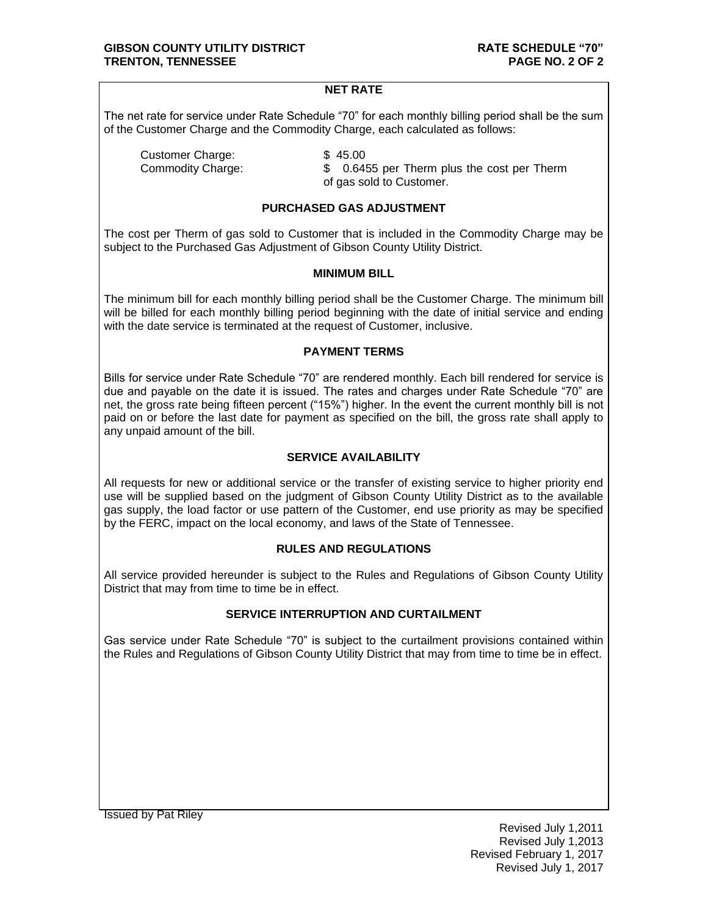## NET RATE

The net rate for service under Rate Schedule "70" for each monthly billing period shall be the sum of the Customer Charge and the Commodity Charge, each calculated as follows:

| | |
|---|---|
| Customer Charge: | $ 45.00 |
| Commodity Charge: | $ 0.6455 per Therm plus the cost per Therm of gas sold to Customer. |

## PURCHASED GAS ADJUSTMENT

The cost per Therm of gas sold to Customer that is included in the Commodity Charge may be subject to the Purchased Gas Adjustment of Gibson County Utility District.

## MINIMUM BILL

The minimum bill for each monthly billing period shall be the Customer Charge. The minimum bill will be billed for each monthly billing period beginning with the date of initial service and ending with the date service is terminated at the request of Customer, inclusive.

## PAYMENT TERMS

Bills for service under Rate Schedule "70" are rendered monthly. Each bill rendered for service is due and payable on the date it is issued. The rates and charges under Rate Schedule "70" are net, the gross rate being fifteen percent ("15%") higher. In the event the current monthly bill is not paid on or before the last date for payment as specified on the bill, the gross rate shall apply to any unpaid amount of the bill.

## SERVICE AVAILABILITY

All requests for new or additional service or the transfer of existing service to higher priority end use will be supplied based on the judgment of Gibson County Utility District as to the available gas supply, the load factor or use pattern of the Customer, end use priority as may be specified by the FERC, impact on the local economy, and laws of the State of Tennessee.

## RULES AND REGULATIONS

All service provided hereunder is subject to the Rules and Regulations of Gibson County Utility District that may from time to time be in effect.

## SERVICE INTERRUPTION AND CURTAILMENT

Gas service under Rate Schedule "70" is subject to the curtailment provisions contained within the Rules and Regulations of Gibson County Utility District that may from time to time be in effect.

Issued by Pat Riley

Revised July 1,2011
Revised July 1,2013
Revised February 1, 2017
Revised July 1, 2017